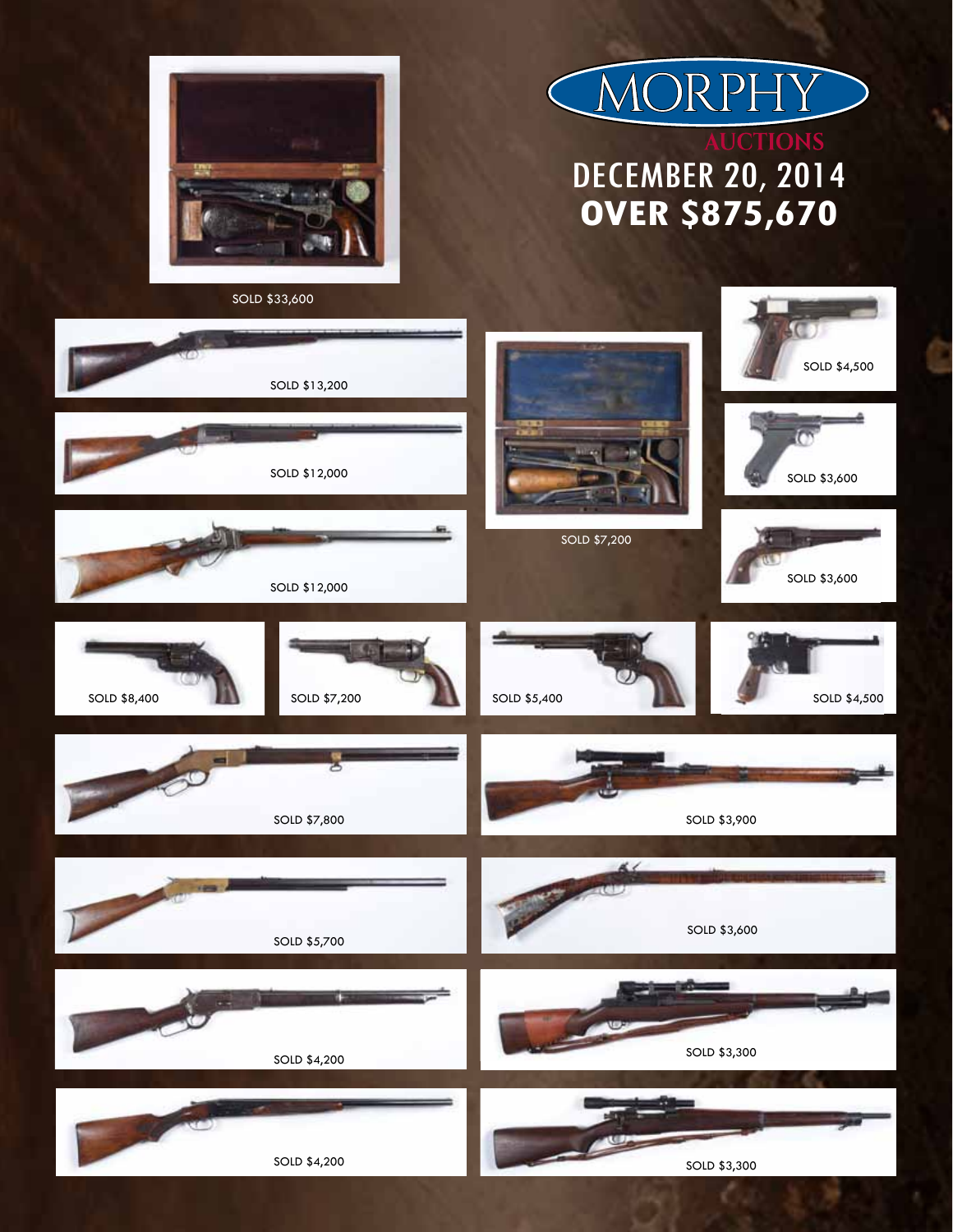# MORPHY AUCTIONS

## DECEMBER 20, 2014

## **OVER $875,670**

SOLD $33,600

SOLD $13,200

SOLD $12,000

SOLD $12,000

SOLD $7,200

SOLD $4,500

SOLD $3,600

SOLD $3,600

SOLD $8,400

SOLD $7,200

SOLD $5,400

SOLD $4,500

SOLD $7,800

SOLD $3,900

SOLD $5,700

SOLD $3,600

SOLD $4,200

SOLD $3,300

SOLD $4,200

SOLD $3,300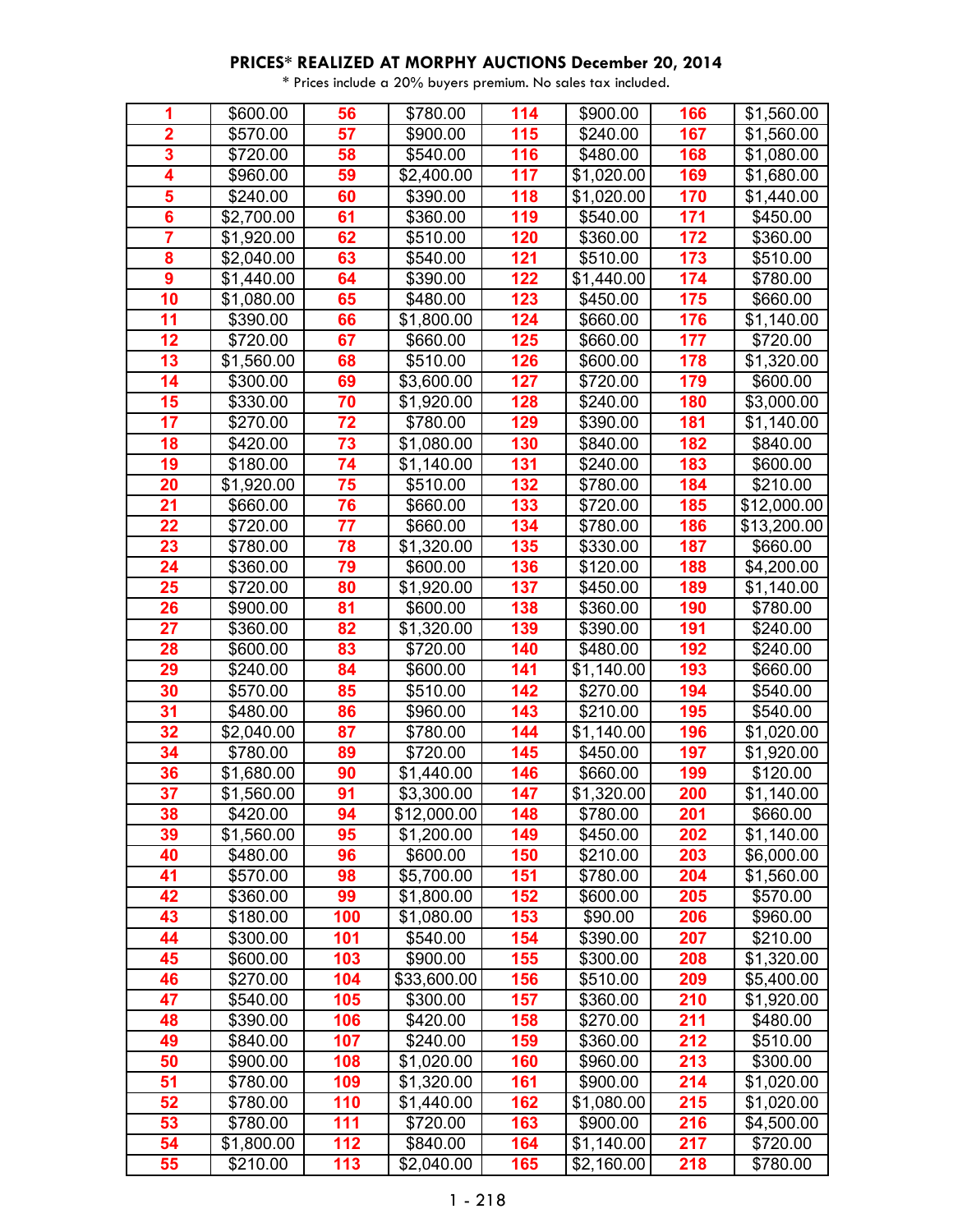**PRICES* REALIZED AT MORPHY AUCTIONS December 20, 2014**

* Prices include a 20% buyers premium. No sales tax included.

| | | | | | | | |
|---|---|---|---|---|---|---|---|
| 1 | $600.00 | 56 | $780.00 | 114 | $900.00 | 166 | $1,560.00 |
| 2 | $570.00 | 57 | $900.00 | 115 | $240.00 | 167 | $1,560.00 |
| 3 | $720.00 | 58 | $540.00 | 116 | $480.00 | 168 | $1,080.00 |
| 4 | $960.00 | 59 | $2,400.00 | 117 | $1,020.00 | 169 | $1,680.00 |
| 5 | $240.00 | 60 | $390.00 | 118 | $1,020.00 | 170 | $1,440.00 |
| 6 | $2,700.00 | 61 | $360.00 | 119 | $540.00 | 171 | $450.00 |
| 7 | $1,920.00 | 62 | $510.00 | 120 | $360.00 | 172 | $360.00 |
| 8 | $2,040.00 | 63 | $540.00 | 121 | $510.00 | 173 | $510.00 |
| 9 | $1,440.00 | 64 | $390.00 | 122 | $1,440.00 | 174 | $780.00 |
| 10 | $1,080.00 | 65 | $480.00 | 123 | $450.00 | 175 | $660.00 |
| 11 | $390.00 | 66 | $1,800.00 | 124 | $660.00 | 176 | $1,140.00 |
| 12 | $720.00 | 67 | $660.00 | 125 | $660.00 | 177 | $720.00 |
| 13 | $1,560.00 | 68 | $510.00 | 126 | $600.00 | 178 | $1,320.00 |
| 14 | $300.00 | 69 | $3,600.00 | 127 | $720.00 | 179 | $600.00 |
| 15 | $330.00 | 70 | $1,920.00 | 128 | $240.00 | 180 | $3,000.00 |
| 17 | $270.00 | 72 | $780.00 | 129 | $390.00 | 181 | $1,140.00 |
| 18 | $420.00 | 73 | $1,080.00 | 130 | $840.00 | 182 | $840.00 |
| 19 | $180.00 | 74 | $1,140.00 | 131 | $240.00 | 183 | $600.00 |
| 20 | $1,920.00 | 75 | $510.00 | 132 | $780.00 | 184 | $210.00 |
| 21 | $660.00 | 76 | $660.00 | 133 | $720.00 | 185 | $12,000.00 |
| 22 | $720.00 | 77 | $660.00 | 134 | $780.00 | 186 | $13,200.00 |
| 23 | $780.00 | 78 | $1,320.00 | 135 | $330.00 | 187 | $660.00 |
| 24 | $360.00 | 79 | $600.00 | 136 | $120.00 | 188 | $4,200.00 |
| 25 | $720.00 | 80 | $1,920.00 | 137 | $450.00 | 189 | $1,140.00 |
| 26 | $900.00 | 81 | $600.00 | 138 | $360.00 | 190 | $780.00 |
| 27 | $360.00 | 82 | $1,320.00 | 139 | $390.00 | 191 | $240.00 |
| 28 | $600.00 | 83 | $720.00 | 140 | $480.00 | 192 | $240.00 |
| 29 | $240.00 | 84 | $600.00 | 141 | $1,140.00 | 193 | $660.00 |
| 30 | $570.00 | 85 | $510.00 | 142 | $270.00 | 194 | $540.00 |
| 31 | $480.00 | 86 | $960.00 | 143 | $210.00 | 195 | $540.00 |
| 32 | $2,040.00 | 87 | $780.00 | 144 | $1,140.00 | 196 | $1,020.00 |
| 34 | $780.00 | 89 | $720.00 | 145 | $450.00 | 197 | $1,920.00 |
| 36 | $1,680.00 | 90 | $1,440.00 | 146 | $660.00 | 199 | $120.00 |
| 37 | $1,560.00 | 91 | $3,300.00 | 147 | $1,320.00 | 200 | $1,140.00 |
| 38 | $420.00 | 94 | $12,000.00 | 148 | $780.00 | 201 | $660.00 |
| 39 | $1,560.00 | 95 | $1,200.00 | 149 | $450.00 | 202 | $1,140.00 |
| 40 | $480.00 | 96 | $600.00 | 150 | $210.00 | 203 | $6,000.00 |
| 41 | $570.00 | 98 | $5,700.00 | 151 | $780.00 | 204 | $1,560.00 |
| 42 | $360.00 | 99 | $1,800.00 | 152 | $600.00 | 205 | $570.00 |
| 43 | $180.00 | 100 | $1,080.00 | 153 | $90.00 | 206 | $960.00 |
| 44 | $300.00 | 101 | $540.00 | 154 | $390.00 | 207 | $210.00 |
| 45 | $600.00 | 103 | $900.00 | 155 | $300.00 | 208 | $1,320.00 |
| 46 | $270.00 | 104 | $33,600.00 | 156 | $510.00 | 209 | $5,400.00 |
| 47 | $540.00 | 105 | $300.00 | 157 | $360.00 | 210 | $1,920.00 |
| 48 | $390.00 | 106 | $420.00 | 158 | $270.00 | 211 | $480.00 |
| 49 | $840.00 | 107 | $240.00 | 159 | $360.00 | 212 | $510.00 |
| 50 | $900.00 | 108 | $1,020.00 | 160 | $960.00 | 213 | $300.00 |
| 51 | $780.00 | 109 | $1,320.00 | 161 | $900.00 | 214 | $1,020.00 |
| 52 | $780.00 | 110 | $1,440.00 | 162 | $1,080.00 | 215 | $1,020.00 |
| 53 | $780.00 | 111 | $720.00 | 163 | $900.00 | 216 | $4,500.00 |
| 54 | $1,800.00 | 112 | $840.00 | 164 | $1,140.00 | 217 | $720.00 |
| 55 | $210.00 | 113 | $2,040.00 | 165 | $2,160.00 | 218 | $780.00 |

1 - 218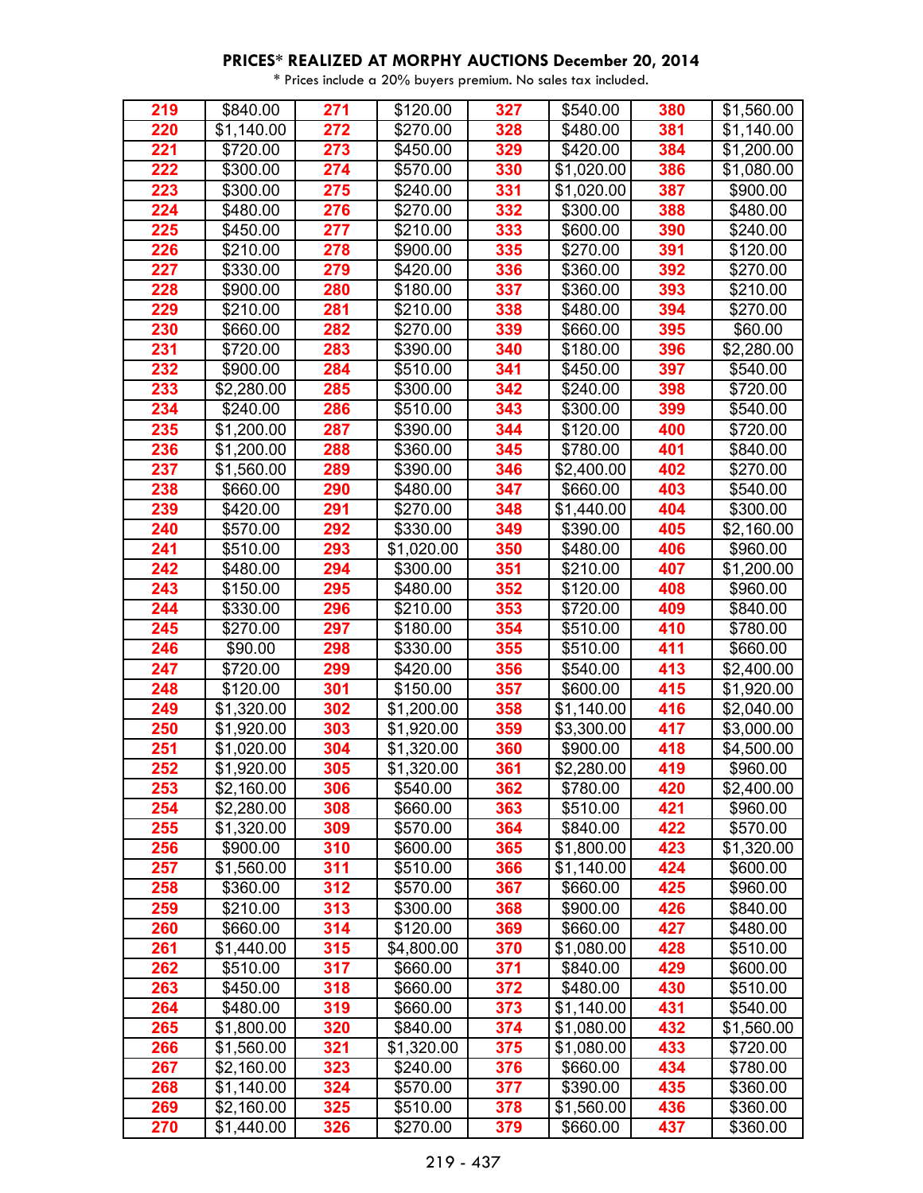**PRICES* REALIZED AT MORPHY AUCTIONS December 20, 2014**

* Prices include a 20% buyers premium. No sales tax included.

| | | | | | | | |
|---|---|---|---|---|---|---|---|
| 219 | $840.00 | 271 | $120.00 | 327 | $540.00 | 380 | $1,560.00 |
| 220 | $1,140.00 | 272 | $270.00 | 328 | $480.00 | 381 | $1,140.00 |
| 221 | $720.00 | 273 | $450.00 | 329 | $420.00 | 384 | $1,200.00 |
| 222 | $300.00 | 274 | $570.00 | 330 | $1,020.00 | 386 | $1,080.00 |
| 223 | $300.00 | 275 | $240.00 | 331 | $1,020.00 | 387 | $900.00 |
| 224 | $480.00 | 276 | $270.00 | 332 | $300.00 | 388 | $480.00 |
| 225 | $450.00 | 277 | $210.00 | 333 | $600.00 | 390 | $240.00 |
| 226 | $210.00 | 278 | $900.00 | 335 | $270.00 | 391 | $120.00 |
| 227 | $330.00 | 279 | $420.00 | 336 | $360.00 | 392 | $270.00 |
| 228 | $900.00 | 280 | $180.00 | 337 | $360.00 | 393 | $210.00 |
| 229 | $210.00 | 281 | $210.00 | 338 | $480.00 | 394 | $270.00 |
| 230 | $660.00 | 282 | $270.00 | 339 | $660.00 | 395 | $60.00 |
| 231 | $720.00 | 283 | $390.00 | 340 | $180.00 | 396 | $2,280.00 |
| 232 | $900.00 | 284 | $510.00 | 341 | $450.00 | 397 | $540.00 |
| 233 | $2,280.00 | 285 | $300.00 | 342 | $240.00 | 398 | $720.00 |
| 234 | $240.00 | 286 | $510.00 | 343 | $300.00 | 399 | $540.00 |
| 235 | $1,200.00 | 287 | $390.00 | 344 | $120.00 | 400 | $720.00 |
| 236 | $1,200.00 | 288 | $360.00 | 345 | $780.00 | 401 | $840.00 |
| 237 | $1,560.00 | 289 | $390.00 | 346 | $2,400.00 | 402 | $270.00 |
| 238 | $660.00 | 290 | $480.00 | 347 | $660.00 | 403 | $540.00 |
| 239 | $420.00 | 291 | $270.00 | 348 | $1,440.00 | 404 | $300.00 |
| 240 | $570.00 | 292 | $330.00 | 349 | $390.00 | 405 | $2,160.00 |
| 241 | $510.00 | 293 | $1,020.00 | 350 | $480.00 | 406 | $960.00 |
| 242 | $480.00 | 294 | $300.00 | 351 | $210.00 | 407 | $1,200.00 |
| 243 | $150.00 | 295 | $480.00 | 352 | $120.00 | 408 | $960.00 |
| 244 | $330.00 | 296 | $210.00 | 353 | $720.00 | 409 | $840.00 |
| 245 | $270.00 | 297 | $180.00 | 354 | $510.00 | 410 | $780.00 |
| 246 | $90.00 | 298 | $330.00 | 355 | $510.00 | 411 | $660.00 |
| 247 | $720.00 | 299 | $420.00 | 356 | $540.00 | 413 | $2,400.00 |
| 248 | $120.00 | 301 | $150.00 | 357 | $600.00 | 415 | $1,920.00 |
| 249 | $1,320.00 | 302 | $1,200.00 | 358 | $1,140.00 | 416 | $2,040.00 |
| 250 | $1,920.00 | 303 | $1,920.00 | 359 | $3,300.00 | 417 | $3,000.00 |
| 251 | $1,020.00 | 304 | $1,320.00 | 360 | $900.00 | 418 | $4,500.00 |
| 252 | $1,920.00 | 305 | $1,320.00 | 361 | $2,280.00 | 419 | $960.00 |
| 253 | $2,160.00 | 306 | $540.00 | 362 | $780.00 | 420 | $2,400.00 |
| 254 | $2,280.00 | 308 | $660.00 | 363 | $510.00 | 421 | $960.00 |
| 255 | $1,320.00 | 309 | $570.00 | 364 | $840.00 | 422 | $570.00 |
| 256 | $900.00 | 310 | $600.00 | 365 | $1,800.00 | 423 | $1,320.00 |
| 257 | $1,560.00 | 311 | $510.00 | 366 | $1,140.00 | 424 | $600.00 |
| 258 | $360.00 | 312 | $570.00 | 367 | $660.00 | 425 | $960.00 |
| 259 | $210.00 | 313 | $300.00 | 368 | $900.00 | 426 | $840.00 |
| 260 | $660.00 | 314 | $120.00 | 369 | $660.00 | 427 | $480.00 |
| 261 | $1,440.00 | 315 | $4,800.00 | 370 | $1,080.00 | 428 | $510.00 |
| 262 | $510.00 | 317 | $660.00 | 371 | $840.00 | 429 | $600.00 |
| 263 | $450.00 | 318 | $660.00 | 372 | $480.00 | 430 | $510.00 |
| 264 | $480.00 | 319 | $660.00 | 373 | $1,140.00 | 431 | $540.00 |
| 265 | $1,800.00 | 320 | $840.00 | 374 | $1,080.00 | 432 | $1,560.00 |
| 266 | $1,560.00 | 321 | $1,320.00 | 375 | $1,080.00 | 433 | $720.00 |
| 267 | $2,160.00 | 323 | $240.00 | 376 | $660.00 | 434 | $780.00 |
| 268 | $1,140.00 | 324 | $570.00 | 377 | $390.00 | 435 | $360.00 |
| 269 | $2,160.00 | 325 | $510.00 | 378 | $1,560.00 | 436 | $360.00 |
| 270 | $1,440.00 | 326 | $270.00 | 379 | $660.00 | 437 | $360.00 |

219 - 437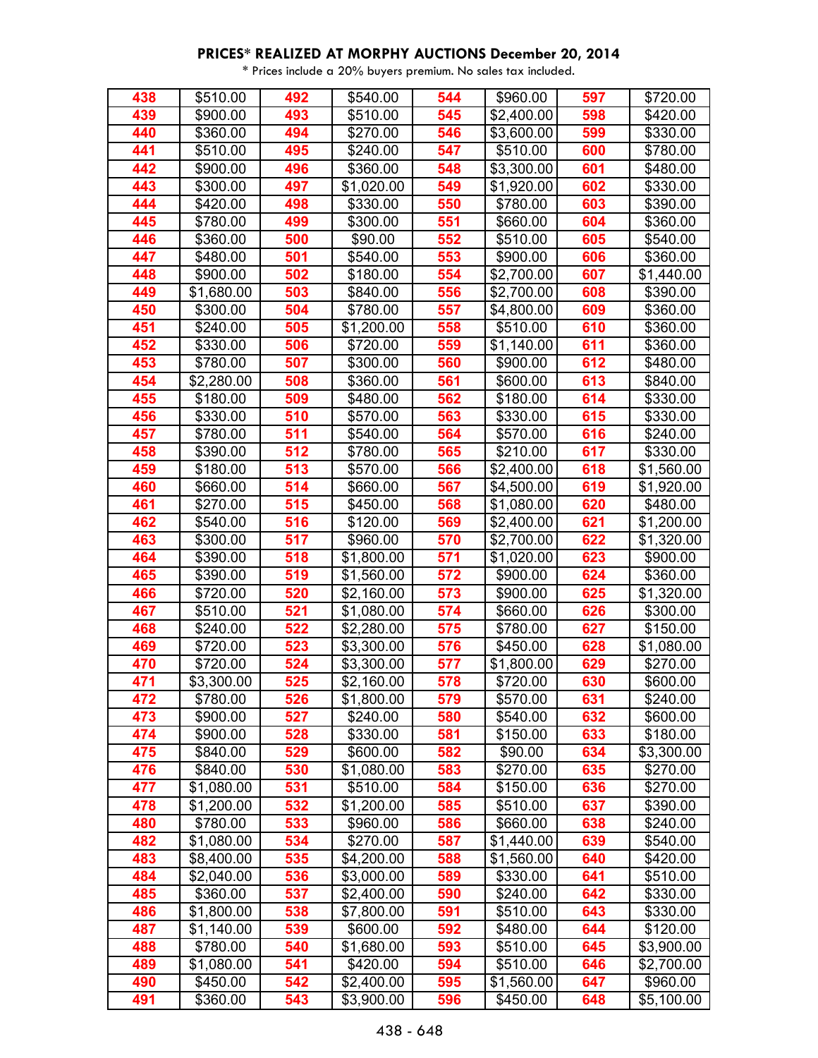**PRICES* REALIZED AT MORPHY AUCTIONS December 20, 2014**

\* Prices include a 20% buyers premium. No sales tax included.

| | | | | | | | |
|---|---|---|---|---|---|---|---|
| 438 | $510.00 | 492 | $540.00 | 544 | $960.00 | 597 | $720.00 |
| 439 | $900.00 | 493 | $510.00 | 545 | $2,400.00 | 598 | $420.00 |
| 440 | $360.00 | 494 | $270.00 | 546 | $3,600.00 | 599 | $330.00 |
| 441 | $510.00 | 495 | $240.00 | 547 | $510.00 | 600 | $780.00 |
| 442 | $900.00 | 496 | $360.00 | 548 | $3,300.00 | 601 | $480.00 |
| 443 | $300.00 | 497 | $1,020.00 | 549 | $1,920.00 | 602 | $330.00 |
| 444 | $420.00 | 498 | $330.00 | 550 | $780.00 | 603 | $390.00 |
| 445 | $780.00 | 499 | $300.00 | 551 | $660.00 | 604 | $360.00 |
| 446 | $360.00 | 500 | $90.00 | 552 | $510.00 | 605 | $540.00 |
| 447 | $480.00 | 501 | $540.00 | 553 | $900.00 | 606 | $360.00 |
| 448 | $900.00 | 502 | $180.00 | 554 | $2,700.00 | 607 | $1,440.00 |
| 449 | $1,680.00 | 503 | $840.00 | 556 | $2,700.00 | 608 | $390.00 |
| 450 | $300.00 | 504 | $780.00 | 557 | $4,800.00 | 609 | $360.00 |
| 451 | $240.00 | 505 | $1,200.00 | 558 | $510.00 | 610 | $360.00 |
| 452 | $330.00 | 506 | $720.00 | 559 | $1,140.00 | 611 | $360.00 |
| 453 | $780.00 | 507 | $300.00 | 560 | $900.00 | 612 | $480.00 |
| 454 | $2,280.00 | 508 | $360.00 | 561 | $600.00 | 613 | $840.00 |
| 455 | $180.00 | 509 | $480.00 | 562 | $180.00 | 614 | $330.00 |
| 456 | $330.00 | 510 | $570.00 | 563 | $330.00 | 615 | $330.00 |
| 457 | $780.00 | 511 | $540.00 | 564 | $570.00 | 616 | $240.00 |
| 458 | $390.00 | 512 | $780.00 | 565 | $210.00 | 617 | $330.00 |
| 459 | $180.00 | 513 | $570.00 | 566 | $2,400.00 | 618 | $1,560.00 |
| 460 | $660.00 | 514 | $660.00 | 567 | $4,500.00 | 619 | $1,920.00 |
| 461 | $270.00 | 515 | $450.00 | 568 | $1,080.00 | 620 | $480.00 |
| 462 | $540.00 | 516 | $120.00 | 569 | $2,400.00 | 621 | $1,200.00 |
| 463 | $300.00 | 517 | $960.00 | 570 | $2,700.00 | 622 | $1,320.00 |
| 464 | $390.00 | 518 | $1,800.00 | 571 | $1,020.00 | 623 | $900.00 |
| 465 | $390.00 | 519 | $1,560.00 | 572 | $900.00 | 624 | $360.00 |
| 466 | $720.00 | 520 | $2,160.00 | 573 | $900.00 | 625 | $1,320.00 |
| 467 | $510.00 | 521 | $1,080.00 | 574 | $660.00 | 626 | $300.00 |
| 468 | $240.00 | 522 | $2,280.00 | 575 | $780.00 | 627 | $150.00 |
| 469 | $720.00 | 523 | $3,300.00 | 576 | $450.00 | 628 | $1,080.00 |
| 470 | $720.00 | 524 | $3,300.00 | 577 | $1,800.00 | 629 | $270.00 |
| 471 | $3,300.00 | 525 | $2,160.00 | 578 | $720.00 | 630 | $600.00 |
| 472 | $780.00 | 526 | $1,800.00 | 579 | $570.00 | 631 | $240.00 |
| 473 | $900.00 | 527 | $240.00 | 580 | $540.00 | 632 | $600.00 |
| 474 | $900.00 | 528 | $330.00 | 581 | $150.00 | 633 | $180.00 |
| 475 | $840.00 | 529 | $600.00 | 582 | $90.00 | 634 | $3,300.00 |
| 476 | $840.00 | 530 | $1,080.00 | 583 | $270.00 | 635 | $270.00 |
| 477 | $1,080.00 | 531 | $510.00 | 584 | $150.00 | 636 | $270.00 |
| 478 | $1,200.00 | 532 | $1,200.00 | 585 | $510.00 | 637 | $390.00 |
| 480 | $780.00 | 533 | $960.00 | 586 | $660.00 | 638 | $240.00 |
| 482 | $1,080.00 | 534 | $270.00 | 587 | $1,440.00 | 639 | $540.00 |
| 483 | $8,400.00 | 535 | $4,200.00 | 588 | $1,560.00 | 640 | $420.00 |
| 484 | $2,040.00 | 536 | $3,000.00 | 589 | $330.00 | 641 | $510.00 |
| 485 | $360.00 | 537 | $2,400.00 | 590 | $240.00 | 642 | $330.00 |
| 486 | $1,800.00 | 538 | $7,800.00 | 591 | $510.00 | 643 | $330.00 |
| 487 | $1,140.00 | 539 | $600.00 | 592 | $480.00 | 644 | $120.00 |
| 488 | $780.00 | 540 | $1,680.00 | 593 | $510.00 | 645 | $3,900.00 |
| 489 | $1,080.00 | 541 | $420.00 | 594 | $510.00 | 646 | $2,700.00 |
| 490 | $450.00 | 542 | $2,400.00 | 595 | $1,560.00 | 647 | $960.00 |
| 491 | $360.00 | 543 | $3,900.00 | 596 | $450.00 | 648 | $5,100.00 |

438 - 648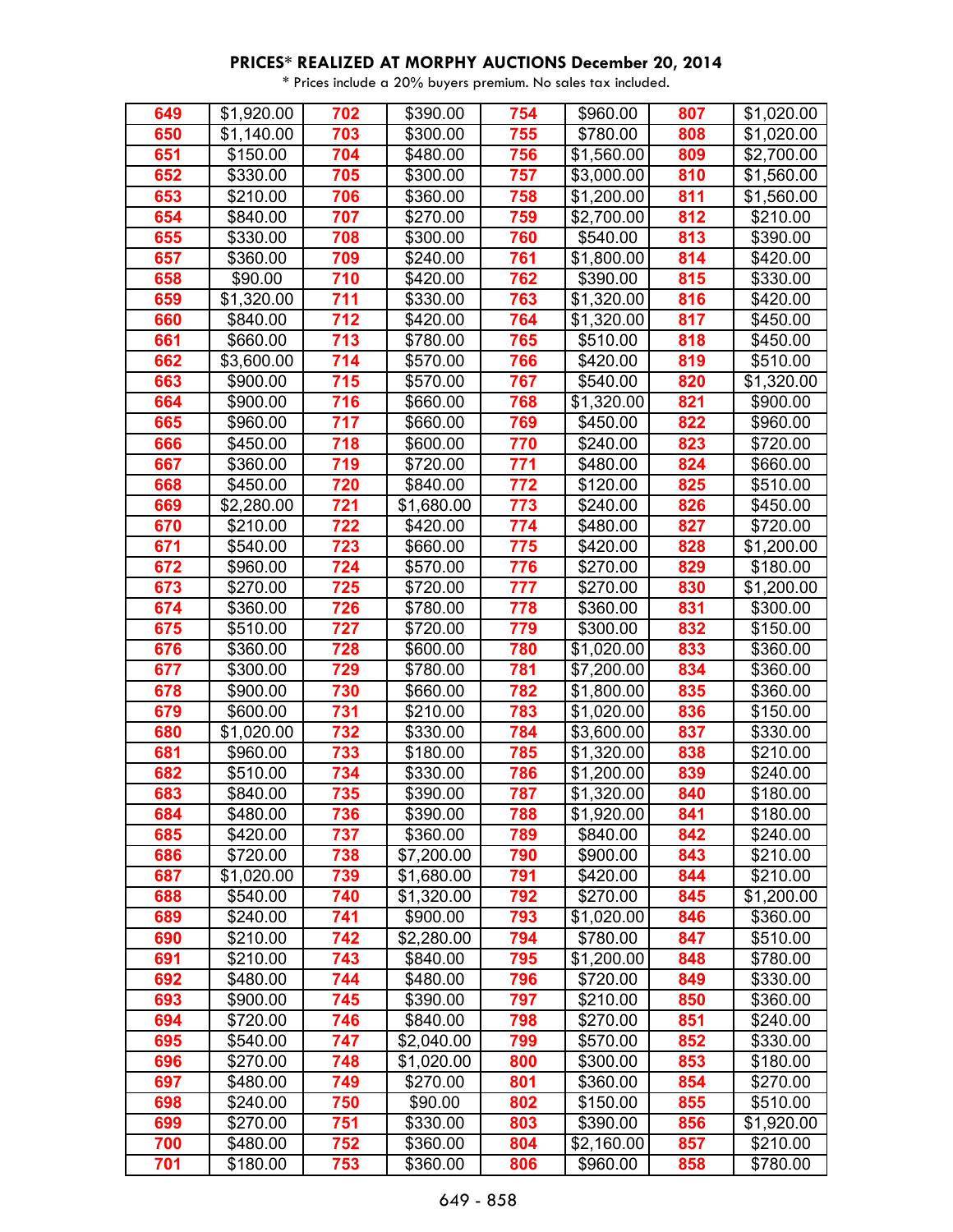**PRICES* REALIZED AT MORPHY AUCTIONS December 20, 2014**

* Prices include a 20% buyers premium. No sales tax included.

| | | | | | | | |
|---|---|---|---|---|---|---|---|
| 649 | $1,920.00 | 702 | $390.00 | 754 | $960.00 | 807 | $1,020.00 |
| 650 | $1,140.00 | 703 | $300.00 | 755 | $780.00 | 808 | $1,020.00 |
| 651 | $150.00 | 704 | $480.00 | 756 | $1,560.00 | 809 | $2,700.00 |
| 652 | $330.00 | 705 | $300.00 | 757 | $3,000.00 | 810 | $1,560.00 |
| 653 | $210.00 | 706 | $360.00 | 758 | $1,200.00 | 811 | $1,560.00 |
| 654 | $840.00 | 707 | $270.00 | 759 | $2,700.00 | 812 | $210.00 |
| 655 | $330.00 | 708 | $300.00 | 760 | $540.00 | 813 | $390.00 |
| 657 | $360.00 | 709 | $240.00 | 761 | $1,800.00 | 814 | $420.00 |
| 658 | $90.00 | 710 | $420.00 | 762 | $390.00 | 815 | $330.00 |
| 659 | $1,320.00 | 711 | $330.00 | 763 | $1,320.00 | 816 | $420.00 |
| 660 | $840.00 | 712 | $420.00 | 764 | $1,320.00 | 817 | $450.00 |
| 661 | $660.00 | 713 | $780.00 | 765 | $510.00 | 818 | $450.00 |
| 662 | $3,600.00 | 714 | $570.00 | 766 | $420.00 | 819 | $510.00 |
| 663 | $900.00 | 715 | $570.00 | 767 | $540.00 | 820 | $1,320.00 |
| 664 | $900.00 | 716 | $660.00 | 768 | $1,320.00 | 821 | $900.00 |
| 665 | $960.00 | 717 | $660.00 | 769 | $450.00 | 822 | $960.00 |
| 666 | $450.00 | 718 | $600.00 | 770 | $240.00 | 823 | $720.00 |
| 667 | $360.00 | 719 | $720.00 | 771 | $480.00 | 824 | $660.00 |
| 668 | $450.00 | 720 | $840.00 | 772 | $120.00 | 825 | $510.00 |
| 669 | $2,280.00 | 721 | $1,680.00 | 773 | $240.00 | 826 | $450.00 |
| 670 | $210.00 | 722 | $420.00 | 774 | $480.00 | 827 | $720.00 |
| 671 | $540.00 | 723 | $660.00 | 775 | $420.00 | 828 | $1,200.00 |
| 672 | $960.00 | 724 | $570.00 | 776 | $270.00 | 829 | $180.00 |
| 673 | $270.00 | 725 | $720.00 | 777 | $270.00 | 830 | $1,200.00 |
| 674 | $360.00 | 726 | $780.00 | 778 | $360.00 | 831 | $300.00 |
| 675 | $510.00 | 727 | $720.00 | 779 | $300.00 | 832 | $150.00 |
| 676 | $360.00 | 728 | $600.00 | 780 | $1,020.00 | 833 | $360.00 |
| 677 | $300.00 | 729 | $780.00 | 781 | $7,200.00 | 834 | $360.00 |
| 678 | $900.00 | 730 | $660.00 | 782 | $1,800.00 | 835 | $360.00 |
| 679 | $600.00 | 731 | $210.00 | 783 | $1,020.00 | 836 | $150.00 |
| 680 | $1,020.00 | 732 | $330.00 | 784 | $3,600.00 | 837 | $330.00 |
| 681 | $960.00 | 733 | $180.00 | 785 | $1,320.00 | 838 | $210.00 |
| 682 | $510.00 | 734 | $330.00 | 786 | $1,200.00 | 839 | $240.00 |
| 683 | $840.00 | 735 | $390.00 | 787 | $1,320.00 | 840 | $180.00 |
| 684 | $480.00 | 736 | $390.00 | 788 | $1,920.00 | 841 | $180.00 |
| 685 | $420.00 | 737 | $360.00 | 789 | $840.00 | 842 | $240.00 |
| 686 | $720.00 | 738 | $7,200.00 | 790 | $900.00 | 843 | $210.00 |
| 687 | $1,020.00 | 739 | $1,680.00 | 791 | $420.00 | 844 | $210.00 |
| 688 | $540.00 | 740 | $1,320.00 | 792 | $270.00 | 845 | $1,200.00 |
| 689 | $240.00 | 741 | $900.00 | 793 | $1,020.00 | 846 | $360.00 |
| 690 | $210.00 | 742 | $2,280.00 | 794 | $780.00 | 847 | $510.00 |
| 691 | $210.00 | 743 | $840.00 | 795 | $1,200.00 | 848 | $780.00 |
| 692 | $480.00 | 744 | $480.00 | 796 | $720.00 | 849 | $330.00 |
| 693 | $900.00 | 745 | $390.00 | 797 | $210.00 | 850 | $360.00 |
| 694 | $720.00 | 746 | $840.00 | 798 | $270.00 | 851 | $240.00 |
| 695 | $540.00 | 747 | $2,040.00 | 799 | $570.00 | 852 | $330.00 |
| 696 | $270.00 | 748 | $1,020.00 | 800 | $300.00 | 853 | $180.00 |
| 697 | $480.00 | 749 | $270.00 | 801 | $360.00 | 854 | $270.00 |
| 698 | $240.00 | 750 | $90.00 | 802 | $150.00 | 855 | $510.00 |
| 699 | $270.00 | 751 | $330.00 | 803 | $390.00 | 856 | $1,920.00 |
| 700 | $480.00 | 752 | $360.00 | 804 | $2,160.00 | 857 | $210.00 |
| 701 | $180.00 | 753 | $360.00 | 806 | $960.00 | 858 | $780.00 |

649 - 858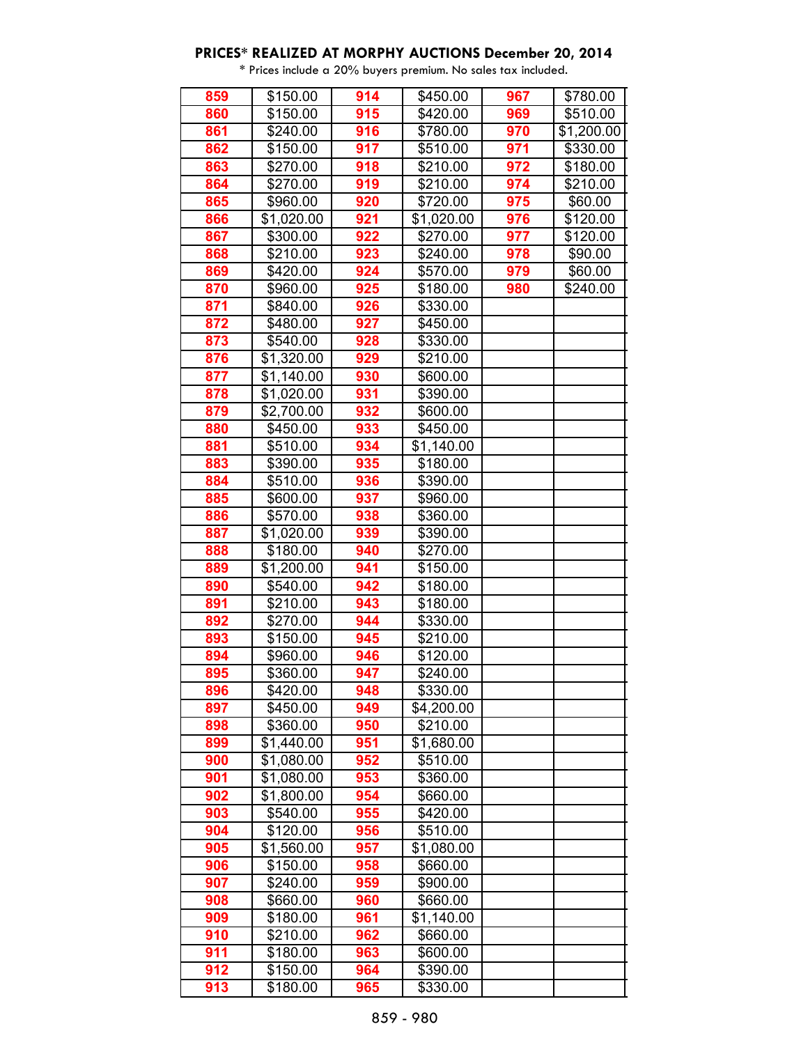**PRICES* REALIZED AT MORPHY AUCTIONS December 20, 2014**

* Prices include a 20% buyers premium. No sales tax included.

| | | | | | |
|---|---|---|---|---|---|
| 859 | $150.00 | 914 | $450.00 | 967 | $780.00 |
| 860 | $150.00 | 915 | $420.00 | 969 | $510.00 |
| 861 | $240.00 | 916 | $780.00 | 970 | $1,200.00 |
| 862 | $150.00 | 917 | $510.00 | 971 | $330.00 |
| 863 | $270.00 | 918 | $210.00 | 972 | $180.00 |
| 864 | $270.00 | 919 | $210.00 | 974 | $210.00 |
| 865 | $960.00 | 920 | $720.00 | 975 | $60.00 |
| 866 | $1,020.00 | 921 | $1,020.00 | 976 | $120.00 |
| 867 | $300.00 | 922 | $270.00 | 977 | $120.00 |
| 868 | $210.00 | 923 | $240.00 | 978 | $90.00 |
| 869 | $420.00 | 924 | $570.00 | 979 | $60.00 |
| 870 | $960.00 | 925 | $180.00 | 980 | $240.00 |
| 871 | $840.00 | 926 | $330.00 | | |
| 872 | $480.00 | 927 | $450.00 | | |
| 873 | $540.00 | 928 | $330.00 | | |
| 876 | $1,320.00 | 929 | $210.00 | | |
| 877 | $1,140.00 | 930 | $600.00 | | |
| 878 | $1,020.00 | 931 | $390.00 | | |
| 879 | $2,700.00 | 932 | $600.00 | | |
| 880 | $450.00 | 933 | $450.00 | | |
| 881 | $510.00 | 934 | $1,140.00 | | |
| 883 | $390.00 | 935 | $180.00 | | |
| 884 | $510.00 | 936 | $390.00 | | |
| 885 | $600.00 | 937 | $960.00 | | |
| 886 | $570.00 | 938 | $360.00 | | |
| 887 | $1,020.00 | 939 | $390.00 | | |
| 888 | $180.00 | 940 | $270.00 | | |
| 889 | $1,200.00 | 941 | $150.00 | | |
| 890 | $540.00 | 942 | $180.00 | | |
| 891 | $210.00 | 943 | $180.00 | | |
| 892 | $270.00 | 944 | $330.00 | | |
| 893 | $150.00 | 945 | $210.00 | | |
| 894 | $960.00 | 946 | $120.00 | | |
| 895 | $360.00 | 947 | $240.00 | | |
| 896 | $420.00 | 948 | $330.00 | | |
| 897 | $450.00 | 949 | $4,200.00 | | |
| 898 | $360.00 | 950 | $210.00 | | |
| 899 | $1,440.00 | 951 | $1,680.00 | | |
| 900 | $1,080.00 | 952 | $510.00 | | |
| 901 | $1,080.00 | 953 | $360.00 | | |
| 902 | $1,800.00 | 954 | $660.00 | | |
| 903 | $540.00 | 955 | $420.00 | | |
| 904 | $120.00 | 956 | $510.00 | | |
| 905 | $1,560.00 | 957 | $1,080.00 | | |
| 906 | $150.00 | 958 | $660.00 | | |
| 907 | $240.00 | 959 | $900.00 | | |
| 908 | $660.00 | 960 | $660.00 | | |
| 909 | $180.00 | 961 | $1,140.00 | | |
| 910 | $210.00 | 962 | $660.00 | | |
| 911 | $180.00 | 963 | $600.00 | | |
| 912 | $150.00 | 964 | $390.00 | | |
| 913 | $180.00 | 965 | $330.00 | | |

859 - 980